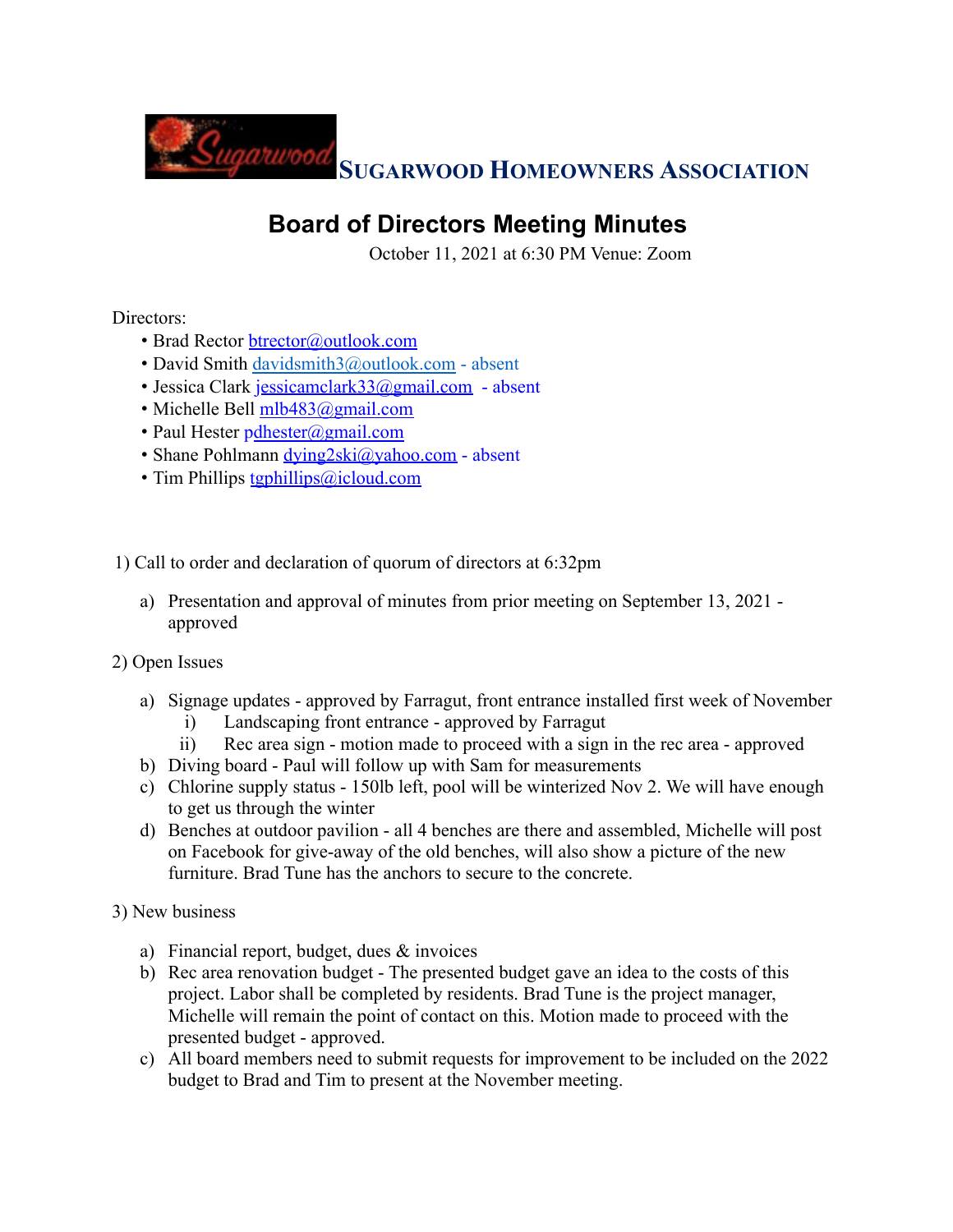# Sugarwood Homeowners Association

## Board of Directors Meeting Minutes

October 11, 2021 at 6:30 PM Venue: Zoom

Directors:

- Brad Rector btrector@outlook.com
- David Smith davidsmith3@outlook.com - absent
- Jessica Clark jessicamclark33@gmail.com - absent
- Michelle Bell mlb483@gmail.com
- Paul Hester pdhester@gmail.com
- Shane Pohlmann dying2ski@yahoo.com - absent
- Tim Phillips tgphillips@icloud.com

1) Call to order and declaration of quorum of directors at 6:32pm

   a) Presentation and approval of minutes from prior meeting on September 13, 2021 - approved

2) Open Issues

   a) Signage updates - approved by Farragut, front entrance installed first week of November
      i) Landscaping front entrance - approved by Farragut
      ii) Rec area sign - motion made to proceed with a sign in the rec area - approved

   b) Diving board - Paul will follow up with Sam for measurements

   c) Chlorine supply status - 150lb left, pool will be winterized Nov 2. We will have enough to get us through the winter

   d) Benches at outdoor pavilion - all 4 benches are there and assembled, Michelle will post on Facebook for give-away of the old benches, will also show a picture of the new furniture. Brad Tune has the anchors to secure to the concrete.

3) New business

   a) Financial report, budget, dues & invoices

   b) Rec area renovation budget - The presented budget gave an idea to the costs of this project. Labor shall be completed by residents. Brad Tune is the project manager, Michelle will remain the point of contact on this. Motion made to proceed with the presented budget - approved.

   c) All board members need to submit requests for improvement to be included on the 2022 budget to Brad and Tim to present at the November meeting.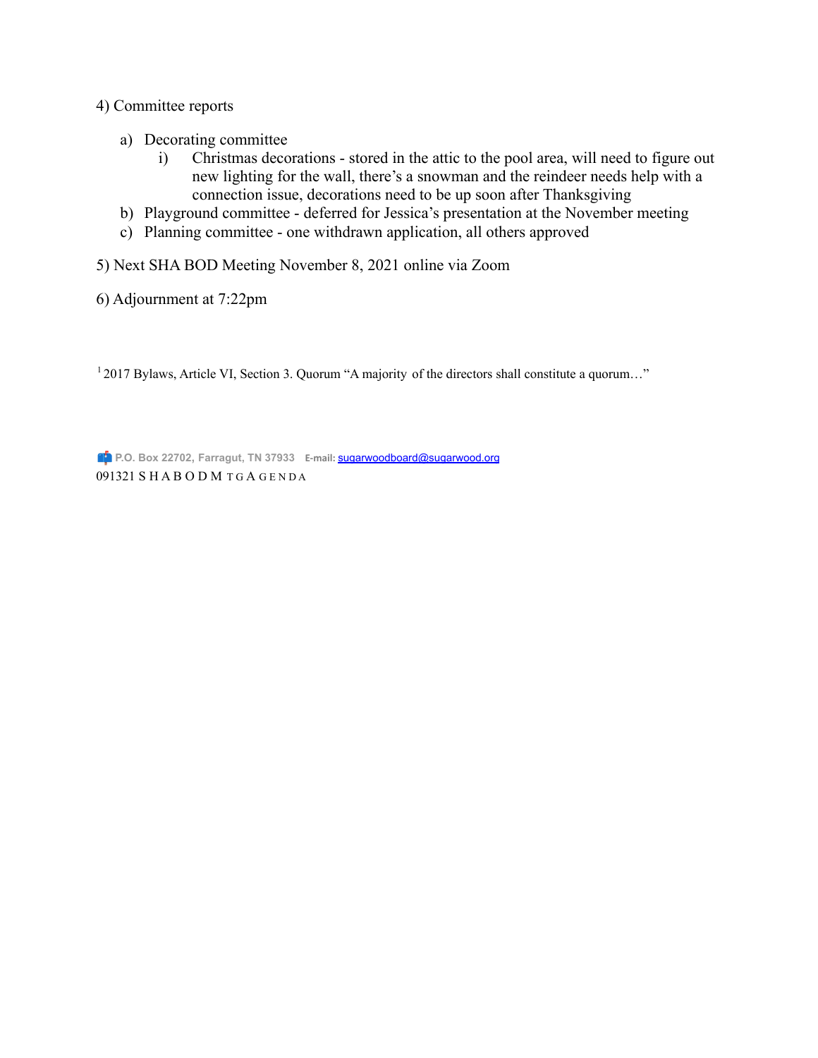4) Committee reports

a) Decorating committee
   i) Christmas decorations - stored in the attic to the pool area, will need to figure out new lighting for the wall, there's a snowman and the reindeer needs help with a connection issue, decorations need to be up soon after Thanksgiving

b) Playground committee - deferred for Jessica's presentation at the November meeting

c) Planning committee - one withdrawn application, all others approved

5) Next SHA BOD Meeting November 8, 2021 online via Zoom

6) Adjournment at 7:22pm

[1] 2017 Bylaws, Article VI, Section 3. Quorum "A majority of the directors shall constitute a quorum…"

📫 **P.O. Box 22702, Farragut, TN 37933** **E-mail:** sugarwoodboard@sugarwood.org

091321 SHA BOD Mtg Agenda